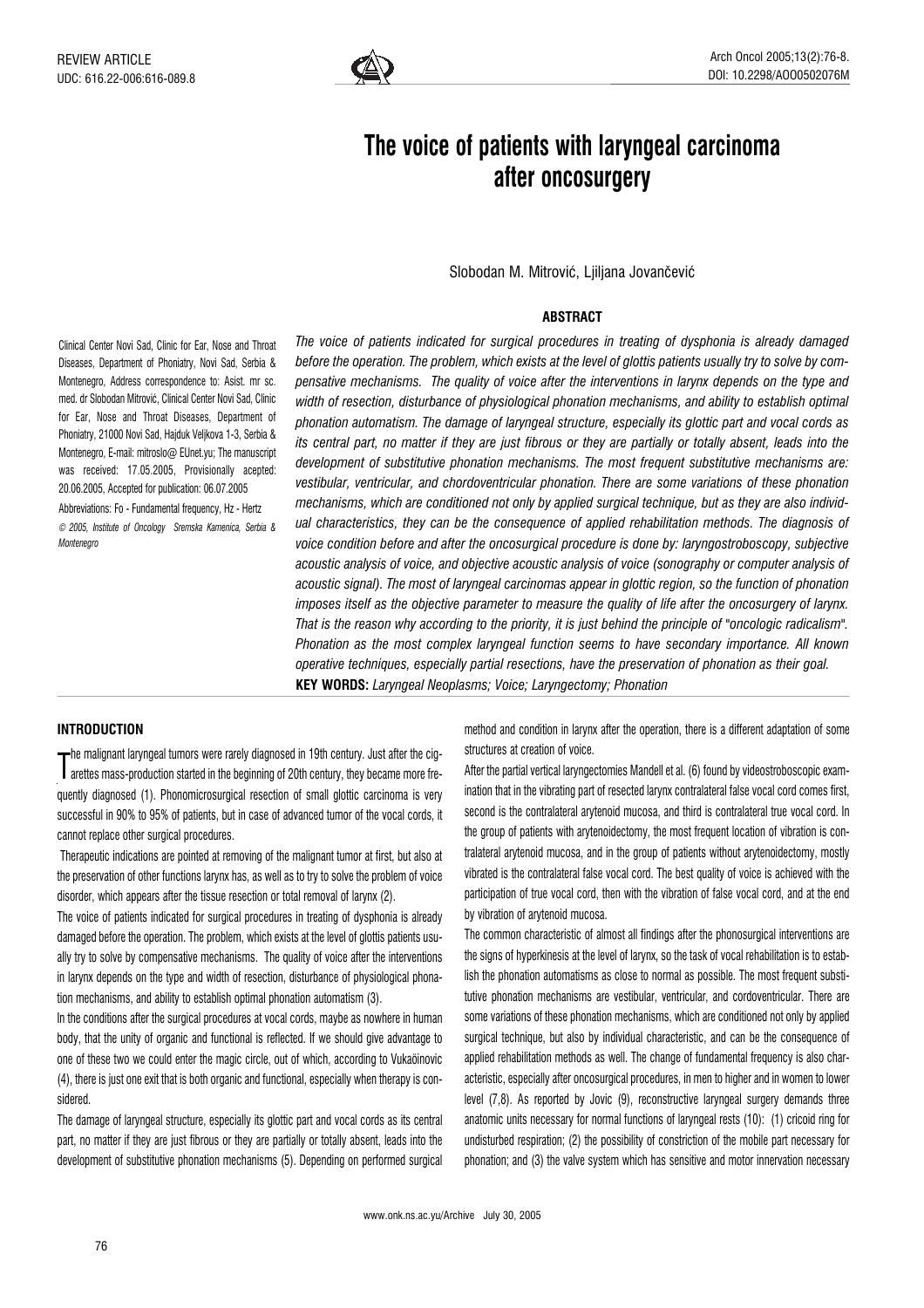REVIEW ARTICLE
UDC: 616.22-006:616-089.8

DOI: 10.2298/AOO0502076M

# The voice of patients with laryngeal carcinoma after oncosurgery

Slobodan M. Mitrović, Ljiljana Jovančević

Clinical Center Novi Sad, Clinic for Ear, Nose and Throat Diseases, Department of Phoniatry, Novi Sad, Serbia & Montenegro, Address correspondence to: Asist. mr sc. med. dr Slobodan Mitrović, Clinical Center Novi Sad, Clinic for Ear, Nose and Throat Diseases, Department of Phoniatry, 21000 Novi Sad, Hajduk Veljkova 1-3, Serbia & Montenegro, E-mail: mitroslo@ EUnet.yu; The manuscript was received: 17.05.2005, Provisionally acepted: 20.06.2005, Accepted for publication: 06.07.2005

Abbreviations: Fo - Fundamental frequency, Hz - Hertz

© 2005, Institute of Oncology Sremska Kamenica, Serbia & Montenegro

## ABSTRACT

*The voice of patients indicated for surgical procedures in treating of dysphonia is already damaged before the operation. The problem, which exists at the level of glottis patients usually try to solve by compensative mechanisms. The quality of voice after the interventions in larynx depends on the type and width of resection, disturbance of physiological phonation mechanisms, and ability to establish optimal phonation automatism. The damage of laryngeal structure, especially its glottic part and vocal cords as its central part, no matter if they are just fibrous or they are partially or totally absent, leads into the development of substitutive phonation mechanisms. The most frequent substitutive mechanisms are: vestibular, ventricular, and chordoventricular phonation. There are some variations of these phonation mechanisms, which are conditioned not only by applied surgical technique, but as they are also individual characteristics, they can be the consequence of applied rehabilitation methods. The diagnosis of voice condition before and after the oncosurgical procedure is done by: laryngostroboscopy, subjective acoustic analysis of voice, and objective acoustic analysis of voice (sonography or computer analysis of acoustic signal). The most of laryngeal carcinomas appear in glottic region, so the function of phonation imposes itself as the objective parameter to measure the quality of life after the oncosurgery of larynx. That is the reason why according to the priority, it is just behind the principle of "oncologic radicalism". Phonation as the most complex laryngeal function seems to have secondary importance. All known operative techniques, especially partial resections, have the preservation of phonation as their goal.*

**KEY WORDS:** *Laryngeal Neoplasms; Voice; Laryngectomy; Phonation*

## INTRODUCTION

The malignant laryngeal tumors were rarely diagnosed in 19th century. Just after the cigarettes mass-production started in the beginning of 20th century, they became more frequently diagnosed (1). Phonomicrosurgical resection of small glottic carcinoma is very successful in 90% to 95% of patients, but in case of advanced tumor of the vocal cords, it cannot replace other surgical procedures.

Therapeutic indications are pointed at removing of the malignant tumor at first, but also at the preservation of other functions larynx has, as well as to try to solve the problem of voice disorder, which appears after the tissue resection or total removal of larynx (2).

The voice of patients indicated for surgical procedures in treating of dysphonia is already damaged before the operation. The problem, which exists at the level of glottis patients usually try to solve by compensative mechanisms. The quality of voice after the interventions in larynx depends on the type and width of resection, disturbance of physiological phonation mechanisms, and ability to establish optimal phonation automatism (3).

In the conditions after the surgical procedures at vocal cords, maybe as nowhere in human body, that the unity of organic and functional is reflected. If we should give advantage to one of these two we could enter the magic circle, out of which, according to Vukašinovic (4), there is just one exit that is both organic and functional, especially when therapy is considered.

The damage of laryngeal structure, especially its glottic part and vocal cords as its central part, no matter if they are just fibrous or they are partially or totally absent, leads into the development of substitutive phonation mechanisms (5). Depending on performed surgical method and condition in larynx after the operation, there is a different adaptation of some structures at creation of voice.

After the partial vertical laryngectomies Mandell et al. (6) found by videostroboscopic examination that in the vibrating part of resected larynx contralateral false vocal cord comes first, second is the contralateral arytenoid mucosa, and third is contralateral true vocal cord. In the group of patients with arytenoidectomy, the most frequent location of vibration is contralateral arytenoid mucosa, and in the group of patients without arytenoidectomy, mostly vibrated is the contralateral false vocal cord. The best quality of voice is achieved with the participation of true vocal cord, then with the vibration of false vocal cord, and at the end by vibration of arytenoid mucosa.

The common characteristic of almost all findings after the phonosurgical interventions are the signs of hyperkinesis at the level of larynx, so the task of vocal rehabilitation is to establish the phonation automatisms as close to normal as possible. The most frequent substitutive phonation mechanisms are vestibular, ventricular, and cordoventricular. There are some variations of these phonation mechanisms, which are conditioned not only by applied surgical technique, but also by individual characteristic, and can be the consequence of applied rehabilitation methods as well. The change of fundamental frequency is also characteristic, especially after oncosurgical procedures, in men to higher and in women to lower level (7,8). As reported by Jovic (9), reconstructive laryngeal surgery demands three anatomic units necessary for normal functions of laryngeal rests (10): (1) cricoid ring for undisturbed respiration; (2) the possibility of constriction of the mobile part necessary for phonation; and (3) the valve system which has sensitive and motor innervation necessary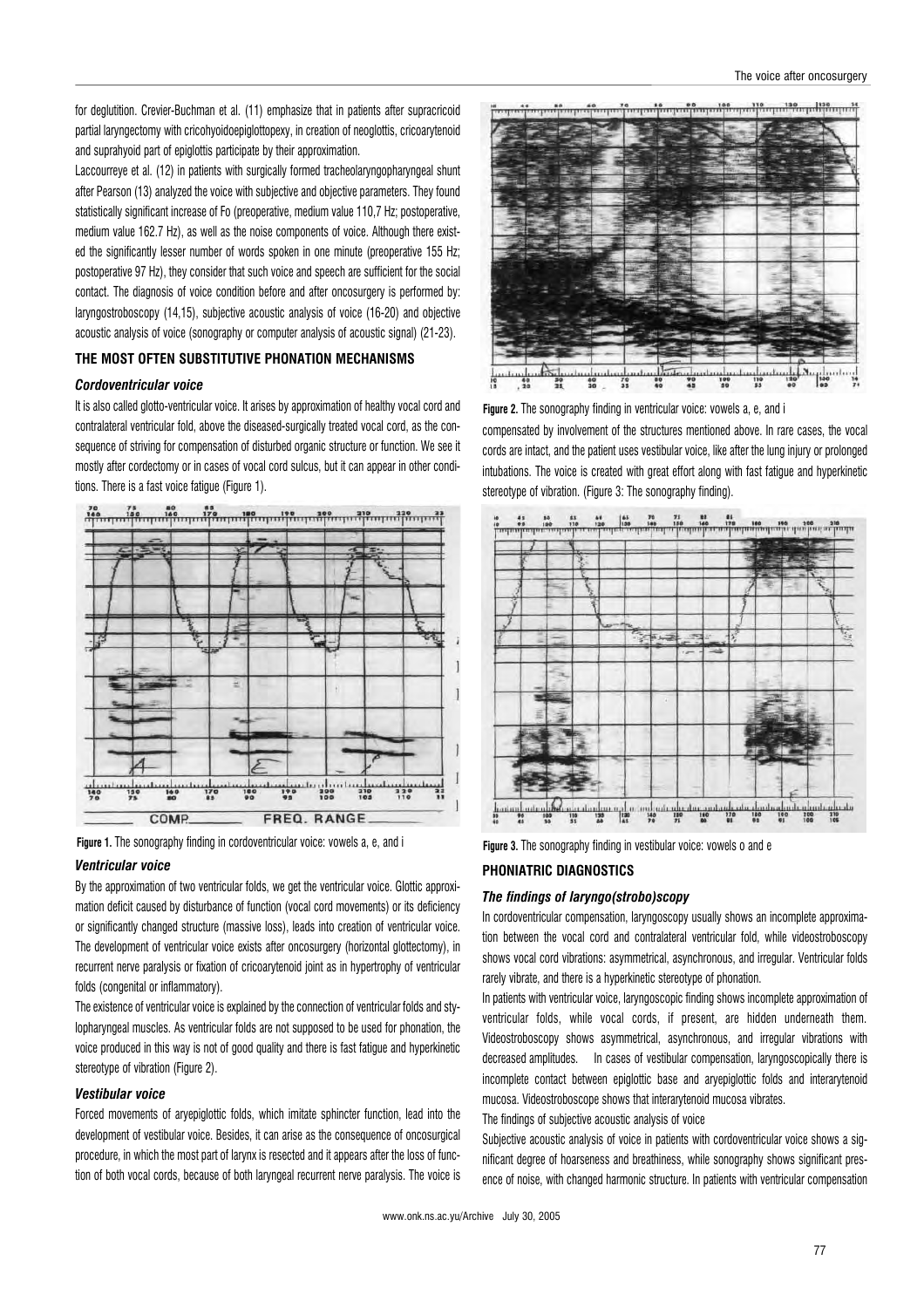for deglutition. Crevier-Buchman et al. (11) emphasize that in patients after supracricoid partial laryngectomy with cricohyoidoepiglottopexy, in creation of neoglottis, cricoarytenoid and suprahyoid part of epiglottis participate by their approximation.

Laccourreye et al. (12) in patients with surgically formed tracheolaryngopharyngeal shunt after Pearson (13) analyzed the voice with subjective and objective parameters. They found statistically significant increase of Fo (preoperative, medium value 110,7 Hz; postoperative, medium value 162.7 Hz), as well as the noise components of voice. Although there existed the significantly lesser number of words spoken in one minute (preoperative 155 Hz; postoperative 97 Hz), they consider that such voice and speech are sufficient for the social contact. The diagnosis of voice condition before and after oncosurgery is performed by: laryngostroboscopy (14,15), subjective acoustic analysis of voice (16-20) and objective acoustic analysis of voice (sonography or computer analysis of acoustic signal) (21-23).

## THE MOST OFTEN SUBSTITUTIVE PHONATION MECHANISMS

### *Cordoventricular voice*

It is also called glotto-ventricular voice. It arises by approximation of healthy vocal cord and contralateral ventricular fold, above the diseased-surgically treated vocal cord, as the consequence of striving for compensation of disturbed organic structure or function. We see it mostly after cordectomy or in cases of vocal cord sulcus, but it can appear in other conditions. There is a fast voice fatigue (Figure 1).

**Figure 1.** The sonography finding in cordoventricular voice: vowels a, e, and i

### *Ventricular voice*

By the approximation of two ventricular folds, we get the ventricular voice. Glottic approximation deficit caused by disturbance of function (vocal cord movements) or its deficiency or significantly changed structure (massive loss), leads into creation of ventricular voice. The development of ventricular voice exists after oncosurgery (horizontal glottectomy), in recurrent nerve paralysis or fixation of cricoarytenoid joint as in hypertrophy of ventricular folds (congenital or inflammatory).

The existence of ventricular voice is explained by the connection of ventricular folds and stylopharyngeal muscles. As ventricular folds are not supposed to be used for phonation, the voice produced in this way is not of good quality and there is fast fatigue and hyperkinetic stereotype of vibration (Figure 2).

### *Vestibular voice*

Forced movements of aryepiglottic folds, which imitate sphincter function, lead into the development of vestibular voice. Besides, it can arise as the consequence of oncosurgical procedure, in which the most part of larynx is resected and it appears after the loss of function of both vocal cords, because of both laryngeal recurrent nerve paralysis. The voice is compensated by involvement of the structures mentioned above. In rare cases, the vocal cords are intact, and the patient uses vestibular voice, like after the lung injury or prolonged intubations. The voice is created with great effort along with fast fatigue and hyperkinetic stereotype of vibration. (Figure 3: The sonography finding).

**Figure 2.** The sonography finding in ventricular voice: vowels a, e, and i

**Figure 3.** The sonography finding in vestibular voice: vowels o and e

## PHONIATRIC DIAGNOSTICS

### *The findings of laryngo(strobo)scopy*

In cordoventricular compensation, laryngoscopy usually shows an incomplete approximation between the vocal cord and contralateral ventricular fold, while videostroboscopy shows vocal cord vibrations: asymmetrical, asynchronous, and irregular. Ventricular folds rarely vibrate, and there is a hyperkinetic stereotype of phonation.

In patients with ventricular voice, laryngoscopic finding shows incomplete approximation of ventricular folds, while vocal cords, if present, are hidden underneath them. Videostroboscopy shows asymmetrical, asynchronous, and irregular vibrations with decreased amplitudes. In cases of vestibular compensation, laryngoscopically there is incomplete contact between epiglottic base and aryepiglottic folds and interarytenoid mucosa. Videostroboscope shows that interarytenoid mucosa vibrates.

The findings of subjective acoustic analysis of voice

Subjective acoustic analysis of voice in patients with cordoventricular voice shows a significant degree of hoarseness and breathiness, while sonography shows significant presence of noise, with changed harmonic structure. In patients with ventricular compensation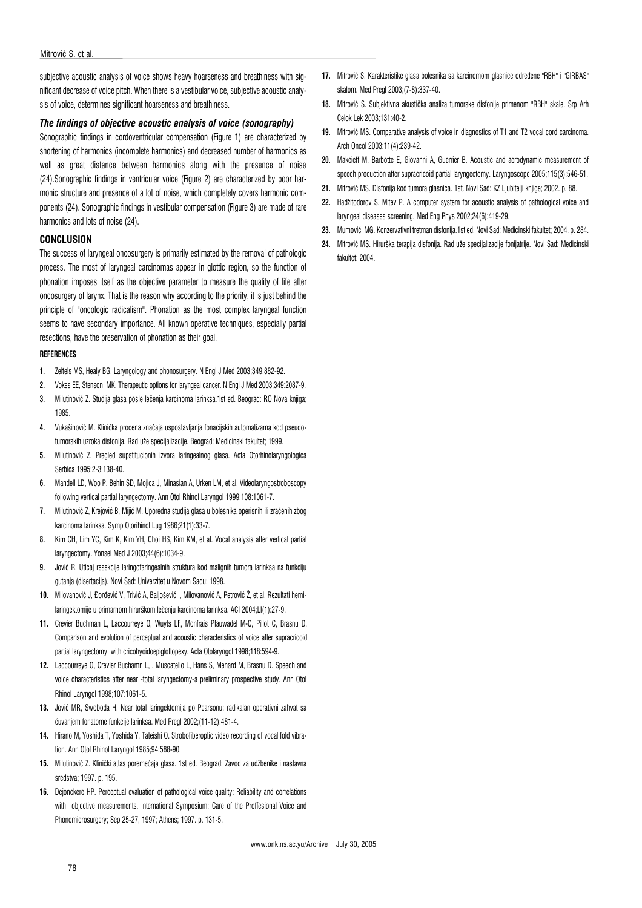subjective acoustic analysis of voice shows heavy hoarseness and breathiness with significant decrease of voice pitch. When there is a vestibular voice, subjective acoustic analysis of voice, determines significant hoarseness and breathiness.

### *The findings of objective acoustic analysis of voice (sonography)*

Sonographic findings in cordoventricular compensation (Figure 1) are characterized by shortening of harmonics (incomplete harmonics) and decreased number of harmonics as well as great distance between harmonics along with the presence of noise (24).Sonographic findings in ventricular voice (Figure 2) are characterized by poor harmonic structure and presence of a lot of noise, which completely covers harmonic components (24). Sonographic findings in vestibular compensation (Figure 3) are made of rare harmonics and lots of noise (24).

## CONCLUSION

The success of laryngeal oncosurgery is primarily estimated by the removal of pathologic process. The most of laryngeal carcinomas appear in glottic region, so the function of phonation imposes itself as the objective parameter to measure the quality of life after oncosurgery of larynx. That is the reason why according to the priority, it is just behind the principle of "oncologic radicalism". Phonation as the most complex laryngeal function seems to have secondary importance. All known operative techniques, especially partial resections, have the preservation of phonation as their goal.

#### REFERENCES

1. Zeitels MS, Healy BG. Laryngology and phonosurgery. N Engl J Med 2003;349:882-92.
2. Vokes EE, Stenson MK. Therapeutic options for laryngeal cancer. N Engl J Med 2003;349:2087-9.
3. Milutinović Z. Studija glasa posle lečenja karcinoma larinksa.1st ed. Beograd: RO Nova knjiga; 1985.
4. Vukašinović M. Klinička procena značaja uspostavljanja fonacijskih automatizama kod pseudotumorskih uzroka disfonija. Rad uže specijalizacije. Beograd: Medicinski fakultet; 1999.
5. Milutinović Z. Pregled supstitucionih izvora laringealnog glasa. Acta Otorhinolaryngologica Serbica 1995;2-3:138-40.
6. Mandell LD, Woo P, Behin SD, Mojica J, Minasian A, Urken LM, et al. Videolaryngostroboscopy following vertical partial laryngectomy. Ann Otol Rhinol Laryngol 1999;108:1061-7.
7. Milutinović Z, Krejović B, Mijić M. Uporedna studija glasa u bolesnika operisnih ili zračenih zbog karcinoma larinksa. Symp Otorihinol Lug 1986;21(1):33-7.
8. Kim CH, Lim YC, Kim K, Kim YH, Choi HS, Kim KM, et al. Vocal analysis after vertical partial laryngectomy. Yonsei Med J 2003;44(6):1034-9.
9. Jović R. Uticaj resekcije laringofaringealnih struktura kod malignih tumora larinksa na funkciju gutanja (disertacija). Novi Sad: Univerzitet u Novom Sadu; 1998.
10. Milovanović J, Đorđević V, Trivić A, Baljošević I, Milovanović A, Petrović Ž, et al. Rezultati hemilaringektomije u primarnom hirurškom lečenju karcinoma larinksa. ACI 2004;LI(1):27-9.
11. Crevier Buchman L, Laccourreye O, Wuyts LF, Monfrais Pfauwadel M-C, Pillot C, Brasnu D. Comparison and evolution of perceptual and acoustic characteristics of voice after supracricoid partial laryngectomy with cricohyoidoepiglottopexy. Acta Otolaryngol 1998;118:594-9.
12. Laccourreye O, Crevier Buchamn L, , Muscatello L, Hans S, Menard M, Brasnu D. Speech and voice characteristics after near -total laryngectomy-a preliminary prospective study. Ann Otol Rhinol Laryngol 1998;107:1061-5.
13. Jović MR, Swoboda H. Near total laringektomija po Pearsonu: radikalan operativni zahvat sa čuvanjem fonatorne funkcije larinksa. Med Pregl 2002;(11-12):481-4.
14. Hirano M, Yoshida T, Yoshida Y, Tateishi O. Strobofiberoptic video recording of vocal fold vibration. Ann Otol Rhinol Laryngol 1985;94:588-90.
15. Milutinović Z. Klinički atlas poremećaja glasa. 1st ed. Beograd: Zavod za udžbenike i nastavna sredstva; 1997. p. 195.
16. Dejonckere HP. Perceptual evaluation of pathological voice quality: Reliability and correlations with objective measurements. International Symposium: Care of the Proffesional Voice and Phonomicrosurgery; Sep 25-27, 1997; Athens; 1997. p. 131-5.
17. Mitrović S. Karakteristike glasa bolesnika sa karcinomom glasnice određene "RBH" i "GIRBAS" skalom. Med Pregl 2003;(7-8):337-40.
18. Mitrović S. Subjektivna akustička analiza tumorske disfonije primenom "RBH" skale. Srp Arh Celok Lek 2003;131:40-2.
19. Mitrović MS. Comparative analysis of voice in diagnostics of T1 and T2 vocal cord carcinoma. Arch Oncol 2003;11(4):239-42.
20. Makeieff M, Barbotte E, Giovanni A, Guerrier B. Acoustic and aerodynamic measurement of speech production after supracricoid partial laryngectomy. Laryngoscope 2005;115(3):546-51.
21. Mitrović MS. Disfonija kod tumora glasnica. 1st. Novi Sad: KZ Ljubitelji knjige; 2002. p. 88.
22. Hadžitodorov S, Mitev P. A computer system for acoustic analysis of pathological voice and laryngeal diseases screening. Med Eng Phys 2002;24(6):419-29.
23. Mumović MG. Konzervativni tretman disfonija.1st ed. Novi Sad: Medicinski fakultet; 2004. p. 284.
24. Mitrović MS. Hirurška terapija disfonija. Rad uže specijalizacije fonijatrije. Novi Sad: Medicinski fakultet; 2004.